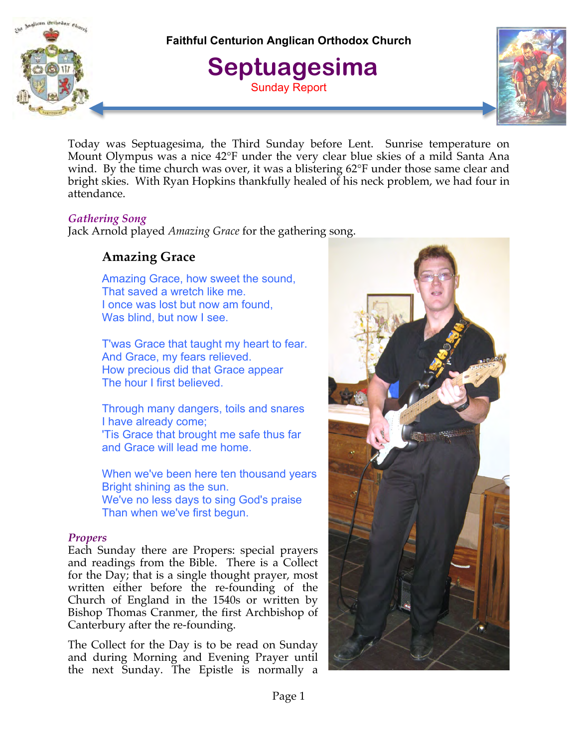Faithful Centurion Anglican Orthodox Church

# Septuagesima

Sunday Report

Today was Septuagesima, the Third Sunday before Lent. Sunrise temperature on Mount Olympus was a nice 42°F under the very clear blue skies of a mild Santa Ana wind. By the time church was over, it was a blistering 62°F under those same clear and bright skies. With Ryan Hopkins thankfully healed of his neck problem, we had four in attendance.

### *Gathering Song*

Jack Arnold played *Amazing Grace* for the gathering song.

#### Amazing Grace

Amazing Grace, how sweet the sound,
That saved a wretch like me.
I once was lost but now am found,
Was blind, but now I see.

T'was Grace that taught my heart to fear.
And Grace, my fears relieved.
How precious did that Grace appear
The hour I first believed.

Through many dangers, toils and snares
I have already come;
'Tis Grace that brought me safe thus far
and Grace will lead me home.

When we've been here ten thousand years
Bright shining as the sun.
We've no less days to sing God's praise
Than when we've first begun.

### *Propers*

Each Sunday there are Propers: special prayers and readings from the Bible. There is a Collect for the Day; that is a single thought prayer, most written either before the re-founding of the Church of England in the 1540s or written by Bishop Thomas Cranmer, the first Archbishop of Canterbury after the re-founding.

The Collect for the Day is to be read on Sunday and during Morning and Evening Prayer until the next Sunday. The Epistle is normally a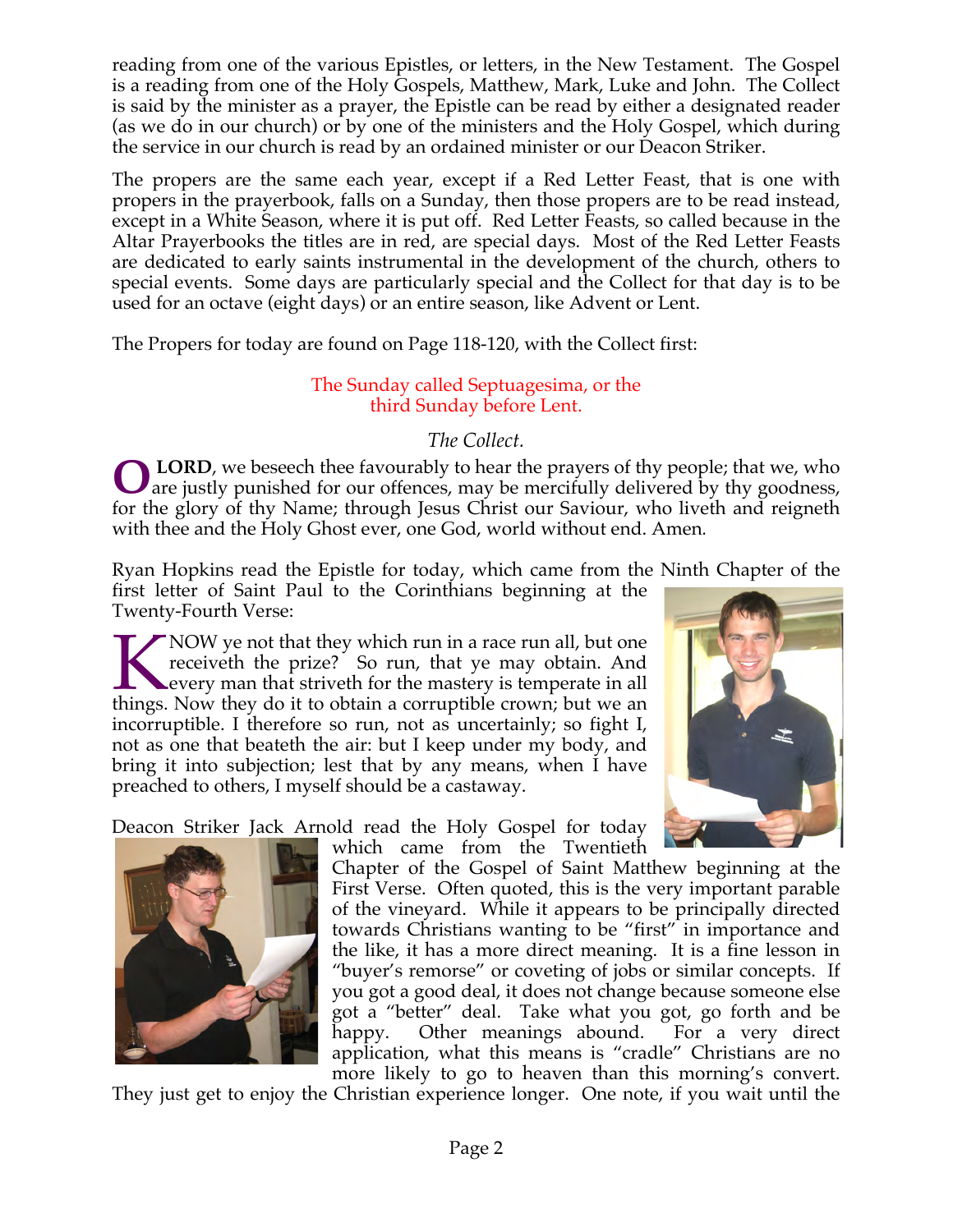reading from one of the various Epistles, or letters, in the New Testament. The Gospel is a reading from one of the Holy Gospels, Matthew, Mark, Luke and John. The Collect is said by the minister as a prayer, the Epistle can be read by either a designated reader (as we do in our church) or by one of the ministers and the Holy Gospel, which during the service in our church is read by an ordained minister or our Deacon Striker.

The propers are the same each year, except if a Red Letter Feast, that is one with propers in the prayerbook, falls on a Sunday, then those propers are to be read instead, except in a White Season, where it is put off. Red Letter Feasts, so called because in the Altar Prayerbooks the titles are in red, are special days. Most of the Red Letter Feasts are dedicated to early saints instrumental in the development of the church, others to special events. Some days are particularly special and the Collect for that day is to be used for an octave (eight days) or an entire season, like Advent or Lent.

The Propers for today are found on Page 118-120, with the Collect first:

### The Sunday called Septuagesima, or the third Sunday before Lent.

*The Collect.*

O **LORD**, we beseech thee favourably to hear the prayers of thy people; that we, who are justly punished for our offences, may be mercifully delivered by thy goodness, for the glory of thy Name; through Jesus Christ our Saviour, who liveth and reigneth with thee and the Holy Ghost ever, one God, world without end. Amen.

Ryan Hopkins read the Epistle for today, which came from the Ninth Chapter of the first letter of Saint Paul to the Corinthians beginning at the Twenty-Fourth Verse:

KNOW ye not that they which run in a race run all, but one receiveth the prize? So run, that ye may obtain. And every man that striveth for the mastery is temperate in all things. Now they do it to obtain a corruptible crown; but we an incorruptible. I therefore so run, not as uncertainly; so fight I, not as one that beateth the air: but I keep under my body, and bring it into subjection; lest that by any means, when I have preached to others, I myself should be a castaway.

Deacon Striker Jack Arnold read the Holy Gospel for today which came from the Twentieth Chapter of the Gospel of Saint Matthew beginning at the First Verse. Often quoted, this is the very important parable of the vineyard. While it appears to be principally directed towards Christians wanting to be "first" in importance and the like, it has a more direct meaning. It is a fine lesson in "buyer's remorse" or coveting of jobs or similar concepts. If you got a good deal, it does not change because someone else got a "better" deal. Take what you got, go forth and be happy. Other meanings abound. For a very direct application, what this means is "cradle" Christians are no more likely to go to heaven than this morning's convert. They just get to enjoy the Christian experience longer. One note, if you wait until the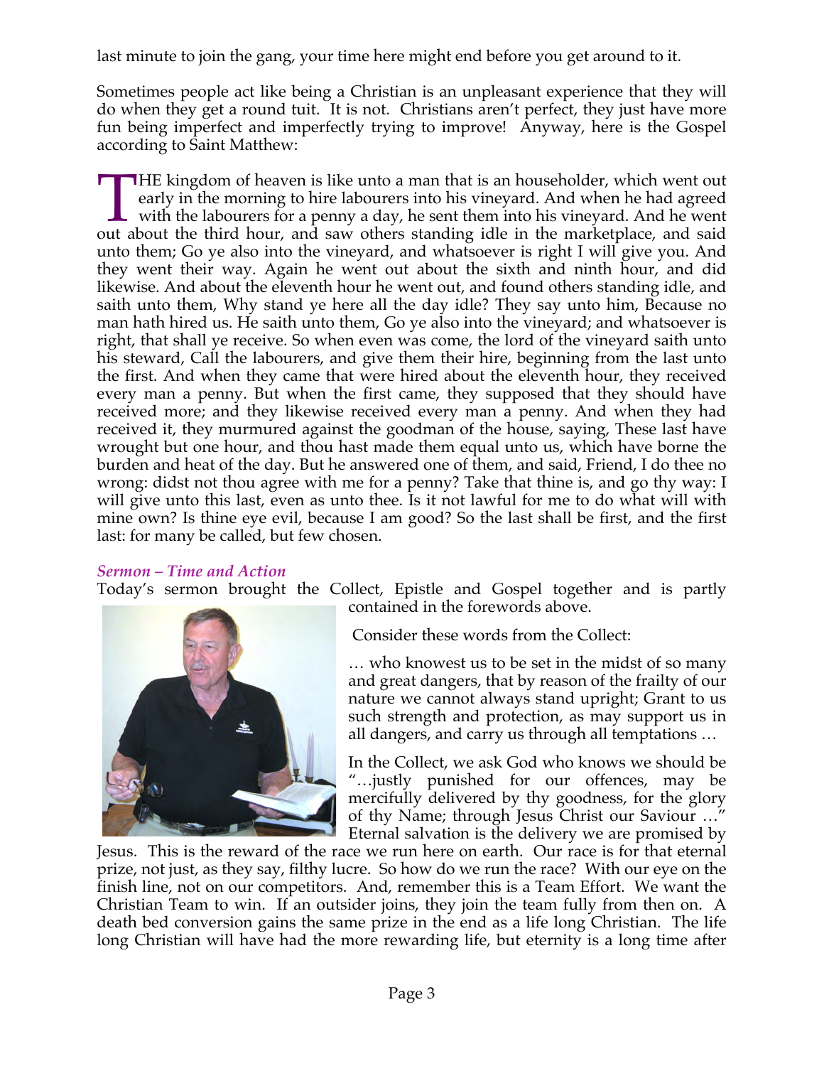last minute to join the gang, your time here might end before you get around to it.

Sometimes people act like being a Christian is an unpleasant experience that they will do when they get a round tuit. It is not. Christians aren't perfect, they just have more fun being imperfect and imperfectly trying to improve! Anyway, here is the Gospel according to Saint Matthew:

THE kingdom of heaven is like unto a man that is an householder, which went out early in the morning to hire labourers into his vineyard. And when he had agreed with the labourers for a penny a day, he sent them into his vineyard. And he went out about the third hour, and saw others standing idle in the marketplace, and said unto them; Go ye also into the vineyard, and whatsoever is right I will give you. And they went their way. Again he went out about the sixth and ninth hour, and did likewise. And about the eleventh hour he went out, and found others standing idle, and saith unto them, Why stand ye here all the day idle? They say unto him, Because no man hath hired us. He saith unto them, Go ye also into the vineyard; and whatsoever is right, that shall ye receive. So when even was come, the lord of the vineyard saith unto his steward, Call the labourers, and give them their hire, beginning from the last unto the first. And when they came that were hired about the eleventh hour, they received every man a penny. But when the first came, they supposed that they should have received more; and they likewise received every man a penny. And when they had received it, they murmured against the goodman of the house, saying, These last have wrought but one hour, and thou hast made them equal unto us, which have borne the burden and heat of the day. But he answered one of them, and said, Friend, I do thee no wrong: didst not thou agree with me for a penny? Take that thine is, and go thy way: I will give unto this last, even as unto thee. Is it not lawful for me to do what will with mine own? Is thine eye evil, because I am good? So the last shall be first, and the first last: for many be called, but few chosen.

### *Sermon – Time and Action*

Today's sermon brought the Collect, Epistle and Gospel together and is partly contained in the forewords above.

Consider these words from the Collect:

… who knowest us to be set in the midst of so many and great dangers, that by reason of the frailty of our nature we cannot always stand upright; Grant to us such strength and protection, as may support us in all dangers, and carry us through all temptations …

In the Collect, we ask God who knows we should be "…justly punished for our offences, may be mercifully delivered by thy goodness, for the glory of thy Name; through Jesus Christ our Saviour …" Eternal salvation is the delivery we are promised by Jesus. This is the reward of the race we run here on earth. Our race is for that eternal prize, not just, as they say, filthy lucre. So how do we run the race? With our eye on the finish line, not on our competitors. And, remember this is a Team Effort. We want the Christian Team to win. If an outsider joins, they join the team fully from then on. A death bed conversion gains the same prize in the end as a life long Christian. The life long Christian will have had the more rewarding life, but eternity is a long time after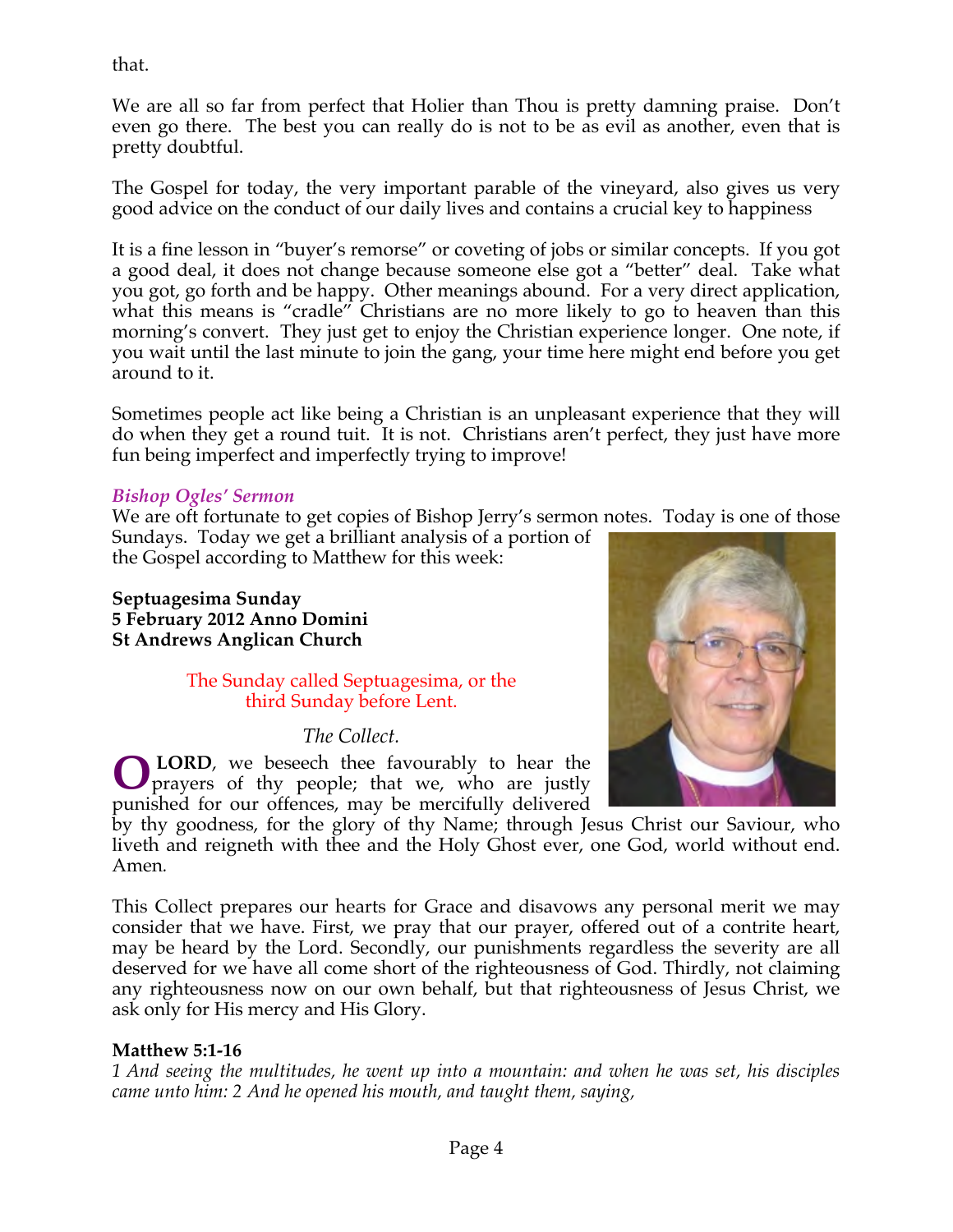that.

We are all so far from perfect that Holier than Thou is pretty damning praise. Don't even go there. The best you can really do is not to be as evil as another, even that is pretty doubtful.

The Gospel for today, the very important parable of the vineyard, also gives us very good advice on the conduct of our daily lives and contains a crucial key to happiness

It is a fine lesson in "buyer's remorse" or coveting of jobs or similar concepts. If you got a good deal, it does not change because someone else got a "better" deal. Take what you got, go forth and be happy. Other meanings abound. For a very direct application, what this means is "cradle" Christians are no more likely to go to heaven than this morning's convert. They just get to enjoy the Christian experience longer. One note, if you wait until the last minute to join the gang, your time here might end before you get around to it.

Sometimes people act like being a Christian is an unpleasant experience that they will do when they get a round tuit. It is not. Christians aren't perfect, they just have more fun being imperfect and imperfectly trying to improve!

### *Bishop Ogles' Sermon*

We are oft fortunate to get copies of Bishop Jerry's sermon notes. Today is one of those Sundays. Today we get a brilliant analysis of a portion of the Gospel according to Matthew for this week:

**Septuagesima Sunday**
**5 February 2012 Anno Domini**
**St Andrews Anglican Church**

The Sunday called Septuagesima, or the third Sunday before Lent.

*The Collect.*

**O LORD**, we beseech thee favourably to hear the prayers of thy people; that we, who are justly punished for our offences, may be mercifully delivered by thy goodness, for the glory of thy Name; through Jesus Christ our Saviour, who liveth and reigneth with thee and the Holy Ghost ever, one God, world without end. Amen.

This Collect prepares our hearts for Grace and disavows any personal merit we may consider that we have. First, we pray that our prayer, offered out of a contrite heart, may be heard by the Lord. Secondly, our punishments regardless the severity are all deserved for we have all come short of the righteousness of God. Thirdly, not claiming any righteousness now on our own behalf, but that righteousness of Jesus Christ, we ask only for His mercy and His Glory.

**Matthew 5:1-16**

*1 And seeing the multitudes, he went up into a mountain: and when he was set, his disciples came unto him: 2 And he opened his mouth, and taught them, saying,*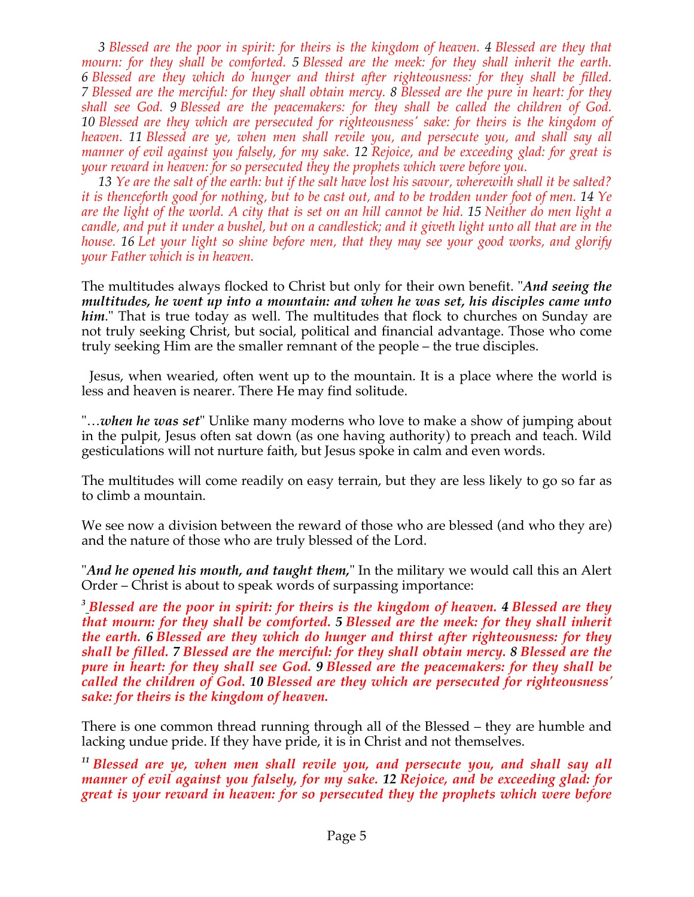*3 Blessed are the poor in spirit: for theirs is the kingdom of heaven. 4 Blessed are they that mourn: for they shall be comforted. 5 Blessed are the meek: for they shall inherit the earth. 6 Blessed are they which do hunger and thirst after righteousness: for they shall be filled. 7 Blessed are the merciful: for they shall obtain mercy. 8 Blessed are the pure in heart: for they shall see God. 9 Blessed are the peacemakers: for they shall be called the children of God. 10 Blessed are they which are persecuted for righteousness' sake: for theirs is the kingdom of heaven. 11 Blessed are ye, when men shall revile you, and persecute you, and shall say all manner of evil against you falsely, for my sake. 12 Rejoice, and be exceeding glad: for great is your reward in heaven: for so persecuted they the prophets which were before you.*

*13 Ye are the salt of the earth: but if the salt have lost his savour, wherewith shall it be salted? it is thenceforth good for nothing, but to be cast out, and to be trodden under foot of men. 14 Ye are the light of the world. A city that is set on an hill cannot be hid. 15 Neither do men light a candle, and put it under a bushel, but on a candlestick; and it giveth light unto all that are in the house. 16 Let your light so shine before men, that they may see your good works, and glorify your Father which is in heaven.*

The multitudes always flocked to Christ but only for their own benefit. "***And seeing the multitudes, he went up into a mountain: and when he was set, his disciples came unto him***." That is true today as well. The multitudes that flock to churches on Sunday are not truly seeking Christ, but social, political and financial advantage. Those who come truly seeking Him are the smaller remnant of the people – the true disciples.

Jesus, when wearied, often went up to the mountain. It is a place where the world is less and heaven is nearer. There He may find solitude.

"…***when he was set***" Unlike many moderns who love to make a show of jumping about in the pulpit, Jesus often sat down (as one having authority) to preach and teach. Wild gesticulations will not nurture faith, but Jesus spoke in calm and even words.

The multitudes will come readily on easy terrain, but they are less likely to go so far as to climb a mountain.

We see now a division between the reward of those who are blessed (and who they are) and the nature of those who are truly blessed of the Lord.

"***And he opened his mouth, and taught them,***" In the military we would call this an Alert Order – Christ is about to speak words of surpassing importance:

***3 Blessed are the poor in spirit: for theirs is the kingdom of heaven. 4 Blessed are they that mourn: for they shall be comforted. 5 Blessed are the meek: for they shall inherit the earth. 6 Blessed are they which do hunger and thirst after righteousness: for they shall be filled. 7 Blessed are the merciful: for they shall obtain mercy. 8 Blessed are the pure in heart: for they shall see God. 9 Blessed are the peacemakers: for they shall be called the children of God. 10 Blessed are they which are persecuted for righteousness' sake: for theirs is the kingdom of heaven.***

There is one common thread running through all of the Blessed – they are humble and lacking undue pride. If they have pride, it is in Christ and not themselves.

***11 Blessed are ye, when men shall revile you, and persecute you, and shall say all manner of evil against you falsely, for my sake. 12 Rejoice, and be exceeding glad: for great is your reward in heaven: for so persecuted they the prophets which were before***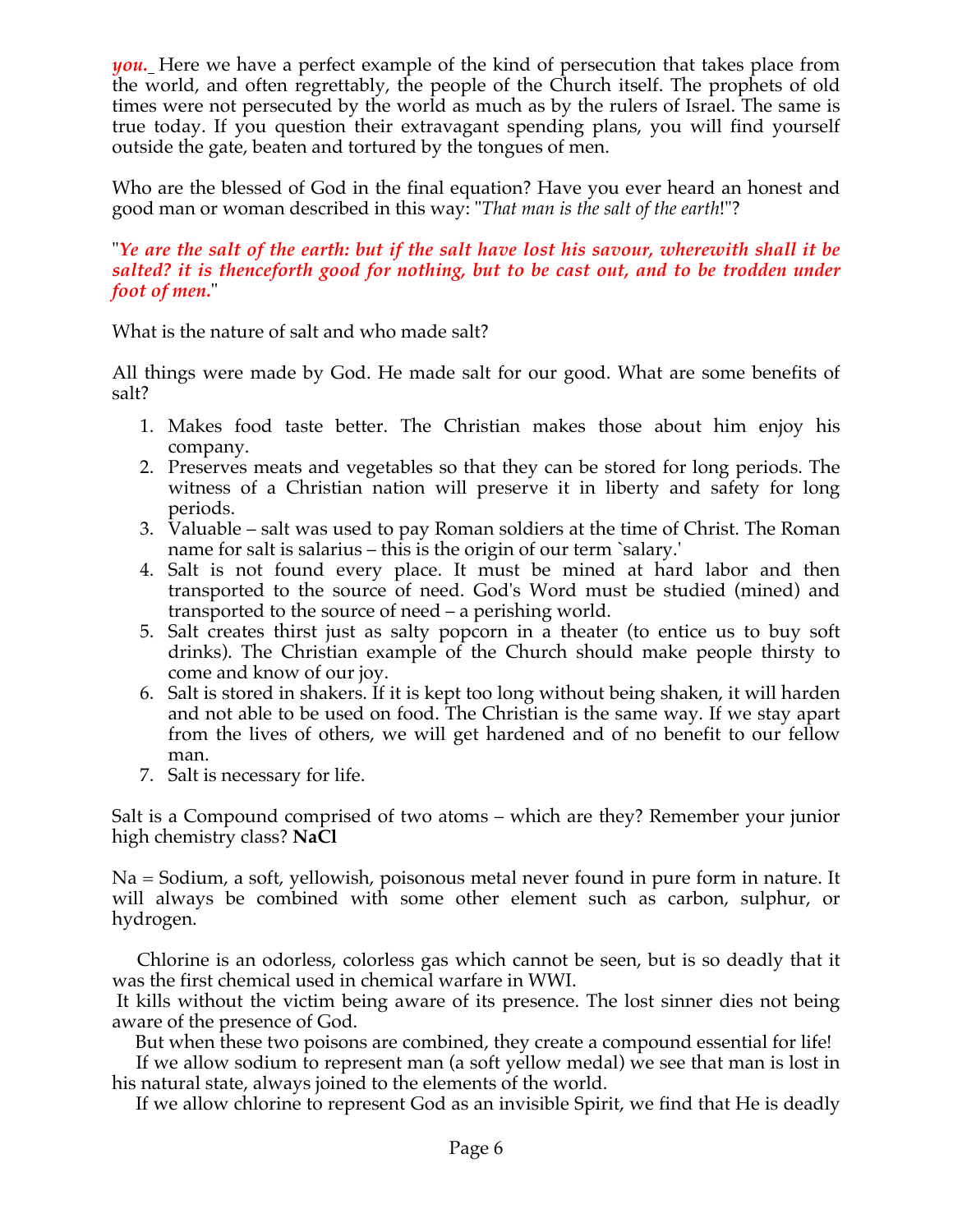***you.*** Here we have a perfect example of the kind of persecution that takes place from the world, and often regrettably, the people of the Church itself. The prophets of old times were not persecuted by the world as much as by the rulers of Israel. The same is true today. If you question their extravagant spending plans, you will find yourself outside the gate, beaten and tortured by the tongues of men.

Who are the blessed of God in the final equation? Have you ever heard an honest and good man or woman described in this way: "*That man is the salt of the earth*!"?

"***Ye are the salt of the earth: but if the salt have lost his savour, wherewith shall it be salted? it is thenceforth good for nothing, but to be cast out, and to be trodden under foot of men.***"

What is the nature of salt and who made salt?

All things were made by God. He made salt for our good. What are some benefits of salt?

1. Makes food taste better. The Christian makes those about him enjoy his company.
2. Preserves meats and vegetables so that they can be stored for long periods. The witness of a Christian nation will preserve it in liberty and safety for long periods.
3. Valuable – salt was used to pay Roman soldiers at the time of Christ. The Roman name for salt is salarius – this is the origin of our term `salary.'
4. Salt is not found every place. It must be mined at hard labor and then transported to the source of need. God's Word must be studied (mined) and transported to the source of need – a perishing world.
5. Salt creates thirst just as salty popcorn in a theater (to entice us to buy soft drinks). The Christian example of the Church should make people thirsty to come and know of our joy.
6. Salt is stored in shakers. If it is kept too long without being shaken, it will harden and not able to be used on food. The Christian is the same way. If we stay apart from the lives of others, we will get hardened and of no benefit to our fellow man.
7. Salt is necessary for life.

Salt is a Compound comprised of two atoms – which are they? Remember your junior high chemistry class? **NaCl**

Na = Sodium, a soft, yellowish, poisonous metal never found in pure form in nature. It will always be combined with some other element such as carbon, sulphur, or hydrogen.

Chlorine is an odorless, colorless gas which cannot be seen, but is so deadly that it was the first chemical used in chemical warfare in WWI.
It kills without the victim being aware of its presence. The lost sinner dies not being aware of the presence of God.
But when these two poisons are combined, they create a compound essential for life!
If we allow sodium to represent man (a soft yellow medal) we see that man is lost in his natural state, always joined to the elements of the world.
If we allow chlorine to represent God as an invisible Spirit, we find that He is deadly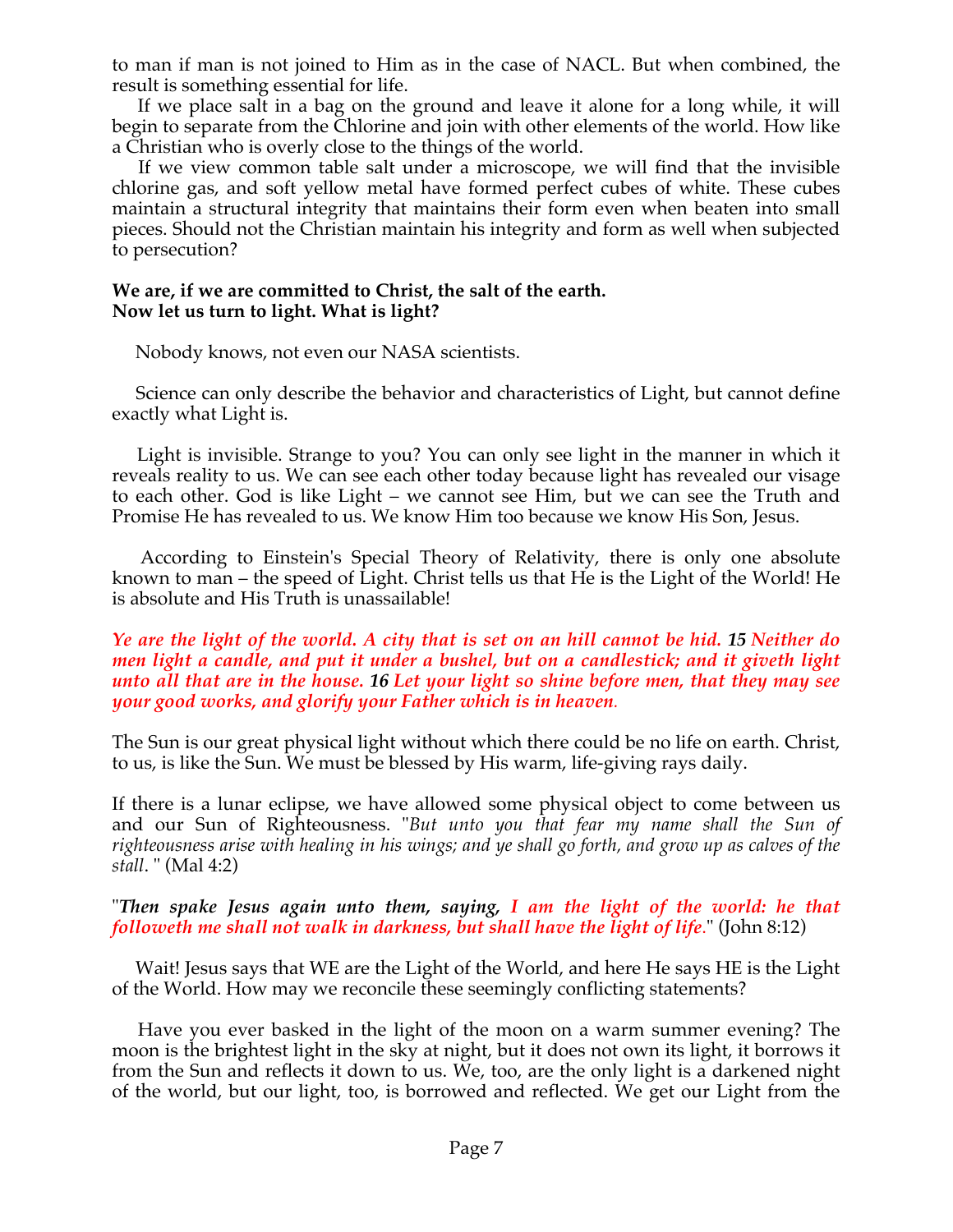to man if man is not joined to Him as in the case of NACL. But when combined, the result is something essential for life.

If we place salt in a bag on the ground and leave it alone for a long while, it will begin to separate from the Chlorine and join with other elements of the world. How like a Christian who is overly close to the things of the world.

If we view common table salt under a microscope, we will find that the invisible chlorine gas, and soft yellow metal have formed perfect cubes of white. These cubes maintain a structural integrity that maintains their form even when beaten into small pieces. Should not the Christian maintain his integrity and form as well when subjected to persecution?

**We are, if we are committed to Christ, the salt of the earth.**
**Now let us turn to light. What is light?**

Nobody knows, not even our NASA scientists.

Science can only describe the behavior and characteristics of Light, but cannot define exactly what Light is.

Light is invisible. Strange to you? You can only see light in the manner in which it reveals reality to us. We can see each other today because light has revealed our visage to each other. God is like Light – we cannot see Him, but we can see the Truth and Promise He has revealed to us. We know Him too because we know His Son, Jesus.

According to Einstein's Special Theory of Relativity, there is only one absolute known to man – the speed of Light. Christ tells us that He is the Light of the World! He is absolute and His Truth is unassailable!

***Ye are the light of the world. A city that is set on an hill cannot be hid. 15 Neither do men light a candle, and put it under a bushel, but on a candlestick; and it giveth light unto all that are in the house. 16 Let your light so shine before men, that they may see your good works, and glorify your Father which is in heaven.***

The Sun is our great physical light without which there could be no life on earth. Christ, to us, is like the Sun. We must be blessed by His warm, life-giving rays daily.

If there is a lunar eclipse, we have allowed some physical object to come between us and our Sun of Righteousness. "*But unto you that fear my name shall the Sun of righteousness arise with healing in his wings; and ye shall go forth, and grow up as calves of the stall*. " (Mal 4:2)

"***Then spake Jesus again unto them, saying, I am the light of the world: he that followeth me shall not walk in darkness, but shall have the light of life.***" (John 8:12)

Wait! Jesus says that WE are the Light of the World, and here He says HE is the Light of the World. How may we reconcile these seemingly conflicting statements?

Have you ever basked in the light of the moon on a warm summer evening? The moon is the brightest light in the sky at night, but it does not own its light, it borrows it from the Sun and reflects it down to us. We, too, are the only light is a darkened night of the world, but our light, too, is borrowed and reflected. We get our Light from the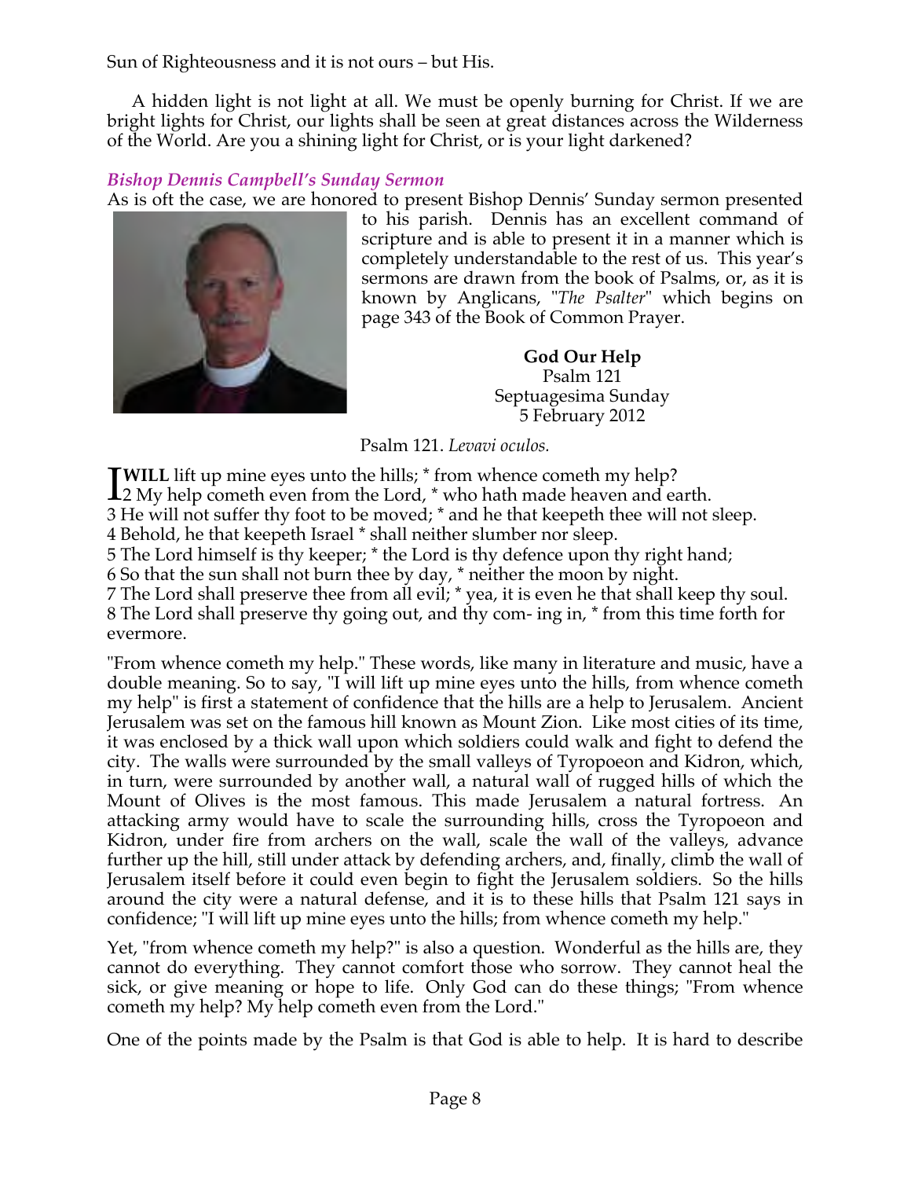Sun of Righteousness and it is not ours – but His.

A hidden light is not light at all. We must be openly burning for Christ. If we are bright lights for Christ, our lights shall be seen at great distances across the Wilderness of the World. Are you a shining light for Christ, or is your light darkened?

### *Bishop Dennis Campbell's Sunday Sermon*

As is oft the case, we are honored to present Bishop Dennis' Sunday sermon presented to his parish. Dennis has an excellent command of scripture and is able to present it in a manner which is completely understandable to the rest of us. This year's sermons are drawn from the book of Psalms, or, as it is known by Anglicans, "*The Psalter*" which begins on page 343 of the Book of Common Prayer.

**God Our Help**
Psalm 121
Septuagesima Sunday
5 February 2012

Psalm 121. *Levavi oculos.*

**I WILL** lift up mine eyes unto the hills; * from whence cometh my help?
2 My help cometh even from the Lord, * who hath made heaven and earth.
3 He will not suffer thy foot to be moved; * and he that keepeth thee will not sleep.
4 Behold, he that keepeth Israel * shall neither slumber nor sleep.
5 The Lord himself is thy keeper; * the Lord is thy defence upon thy right hand;
6 So that the sun shall not burn thee by day, * neither the moon by night.
7 The Lord shall preserve thee from all evil; * yea, it is even he that shall keep thy soul.
8 The Lord shall preserve thy going out, and thy com- ing in, * from this time forth for evermore.

"From whence cometh my help." These words, like many in literature and music, have a double meaning. So to say, "I will lift up mine eyes unto the hills, from whence cometh my help" is first a statement of confidence that the hills are a help to Jerusalem. Ancient Jerusalem was set on the famous hill known as Mount Zion. Like most cities of its time, it was enclosed by a thick wall upon which soldiers could walk and fight to defend the city. The walls were surrounded by the small valleys of Tyropoeon and Kidron, which, in turn, were surrounded by another wall, a natural wall of rugged hills of which the Mount of Olives is the most famous. This made Jerusalem a natural fortress. An attacking army would have to scale the surrounding hills, cross the Tyropoeon and Kidron, under fire from archers on the wall, scale the wall of the valleys, advance further up the hill, still under attack by defending archers, and, finally, climb the wall of Jerusalem itself before it could even begin to fight the Jerusalem soldiers. So the hills around the city were a natural defense, and it is to these hills that Psalm 121 says in confidence; "I will lift up mine eyes unto the hills; from whence cometh my help."

Yet, "from whence cometh my help?" is also a question. Wonderful as the hills are, they cannot do everything. They cannot comfort those who sorrow. They cannot heal the sick, or give meaning or hope to life. Only God can do these things; "From whence cometh my help? My help cometh even from the Lord."

One of the points made by the Psalm is that God is able to help. It is hard to describe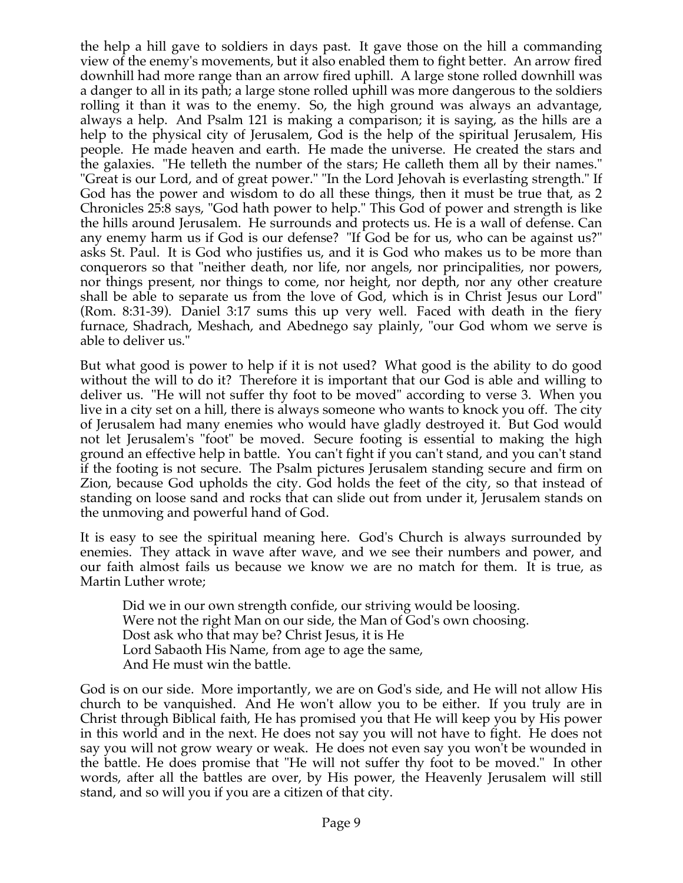the help a hill gave to soldiers in days past. It gave those on the hill a commanding view of the enemy's movements, but it also enabled them to fight better. An arrow fired downhill had more range than an arrow fired uphill. A large stone rolled downhill was a danger to all in its path; a large stone rolled uphill was more dangerous to the soldiers rolling it than it was to the enemy. So, the high ground was always an advantage, always a help. And Psalm 121 is making a comparison; it is saying, as the hills are a help to the physical city of Jerusalem, God is the help of the spiritual Jerusalem, His people. He made heaven and earth. He made the universe. He created the stars and the galaxies. "He telleth the number of the stars; He calleth them all by their names." "Great is our Lord, and of great power." "In the Lord Jehovah is everlasting strength." If God has the power and wisdom to do all these things, then it must be true that, as 2 Chronicles 25:8 says, "God hath power to help." This God of power and strength is like the hills around Jerusalem. He surrounds and protects us. He is a wall of defense. Can any enemy harm us if God is our defense? "If God be for us, who can be against us?" asks St. Paul. It is God who justifies us, and it is God who makes us to be more than conquerors so that "neither death, nor life, nor angels, nor principalities, nor powers, nor things present, nor things to come, nor height, nor depth, nor any other creature shall be able to separate us from the love of God, which is in Christ Jesus our Lord" (Rom. 8:31-39). Daniel 3:17 sums this up very well. Faced with death in the fiery furnace, Shadrach, Meshach, and Abednego say plainly, "our God whom we serve is able to deliver us."

But what good is power to help if it is not used? What good is the ability to do good without the will to do it? Therefore it is important that our God is able and willing to deliver us. "He will not suffer thy foot to be moved" according to verse 3. When you live in a city set on a hill, there is always someone who wants to knock you off. The city of Jerusalem had many enemies who would have gladly destroyed it. But God would not let Jerusalem's "foot" be moved. Secure footing is essential to making the high ground an effective help in battle. You can't fight if you can't stand, and you can't stand if the footing is not secure. The Psalm pictures Jerusalem standing secure and firm on Zion, because God upholds the city. God holds the feet of the city, so that instead of standing on loose sand and rocks that can slide out from under it, Jerusalem stands on the unmoving and powerful hand of God.

It is easy to see the spiritual meaning here. God's Church is always surrounded by enemies. They attack in wave after wave, and we see their numbers and power, and our faith almost fails us because we know we are no match for them. It is true, as Martin Luther wrote;

> Did we in our own strength confide, our striving would be loosing.
> Were not the right Man on our side, the Man of God's own choosing.
> Dost ask who that may be? Christ Jesus, it is He
> Lord Sabaoth His Name, from age to age the same,
> And He must win the battle.

God is on our side. More importantly, we are on God's side, and He will not allow His church to be vanquished. And He won't allow you to be either. If you truly are in Christ through Biblical faith, He has promised you that He will keep you by His power in this world and in the next. He does not say you will not have to fight. He does not say you will not grow weary or weak. He does not even say you won't be wounded in the battle. He does promise that "He will not suffer thy foot to be moved." In other words, after all the battles are over, by His power, the Heavenly Jerusalem will still stand, and so will you if you are a citizen of that city.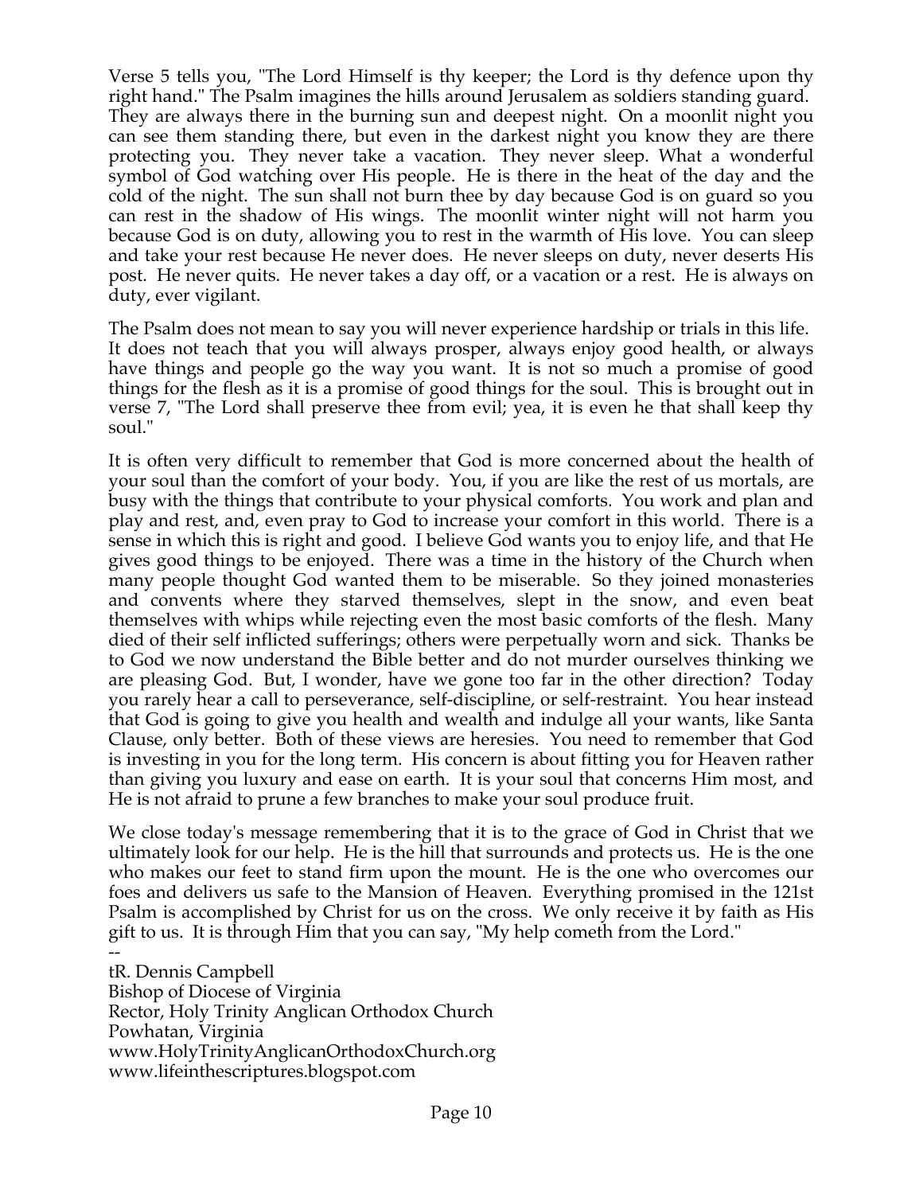Verse 5 tells you, "The Lord Himself is thy keeper; the Lord is thy defence upon thy right hand." The Psalm imagines the hills around Jerusalem as soldiers standing guard. They are always there in the burning sun and deepest night. On a moonlit night you can see them standing there, but even in the darkest night you know they are there protecting you. They never take a vacation. They never sleep. What a wonderful symbol of God watching over His people. He is there in the heat of the day and the cold of the night. The sun shall not burn thee by day because God is on guard so you can rest in the shadow of His wings. The moonlit winter night will not harm you because God is on duty, allowing you to rest in the warmth of His love. You can sleep and take your rest because He never does. He never sleeps on duty, never deserts His post. He never quits. He never takes a day off, or a vacation or a rest. He is always on duty, ever vigilant.

The Psalm does not mean to say you will never experience hardship or trials in this life. It does not teach that you will always prosper, always enjoy good health, or always have things and people go the way you want. It is not so much a promise of good things for the flesh as it is a promise of good things for the soul. This is brought out in verse 7, "The Lord shall preserve thee from evil; yea, it is even he that shall keep thy soul."

It is often very difficult to remember that God is more concerned about the health of your soul than the comfort of your body. You, if you are like the rest of us mortals, are busy with the things that contribute to your physical comforts. You work and plan and play and rest, and, even pray to God to increase your comfort in this world. There is a sense in which this is right and good. I believe God wants you to enjoy life, and that He gives good things to be enjoyed. There was a time in the history of the Church when many people thought God wanted them to be miserable. So they joined monasteries and convents where they starved themselves, slept in the snow, and even beat themselves with whips while rejecting even the most basic comforts of the flesh. Many died of their self inflicted sufferings; others were perpetually worn and sick. Thanks be to God we now understand the Bible better and do not murder ourselves thinking we are pleasing God. But, I wonder, have we gone too far in the other direction? Today you rarely hear a call to perseverance, self-discipline, or self-restraint. You hear instead that God is going to give you health and wealth and indulge all your wants, like Santa Clause, only better. Both of these views are heresies. You need to remember that God is investing in you for the long term. His concern is about fitting you for Heaven rather than giving you luxury and ease on earth. It is your soul that concerns Him most, and He is not afraid to prune a few branches to make your soul produce fruit.

We close today's message remembering that it is to the grace of God in Christ that we ultimately look for our help. He is the hill that surrounds and protects us. He is the one who makes our feet to stand firm upon the mount. He is the one who overcomes our foes and delivers us safe to the Mansion of Heaven. Everything promised in the 121st Psalm is accomplished by Christ for us on the cross. We only receive it by faith as His gift to us. It is through Him that you can say, "My help cometh from the Lord."

--

tR. Dennis Campbell  
Bishop of Diocese of Virginia  
Rector, Holy Trinity Anglican Orthodox Church  
Powhatan, Virginia  
www.HolyTrinityAnglicanOrthodoxChurch.org  
www.lifeinthescriptures.blogspot.com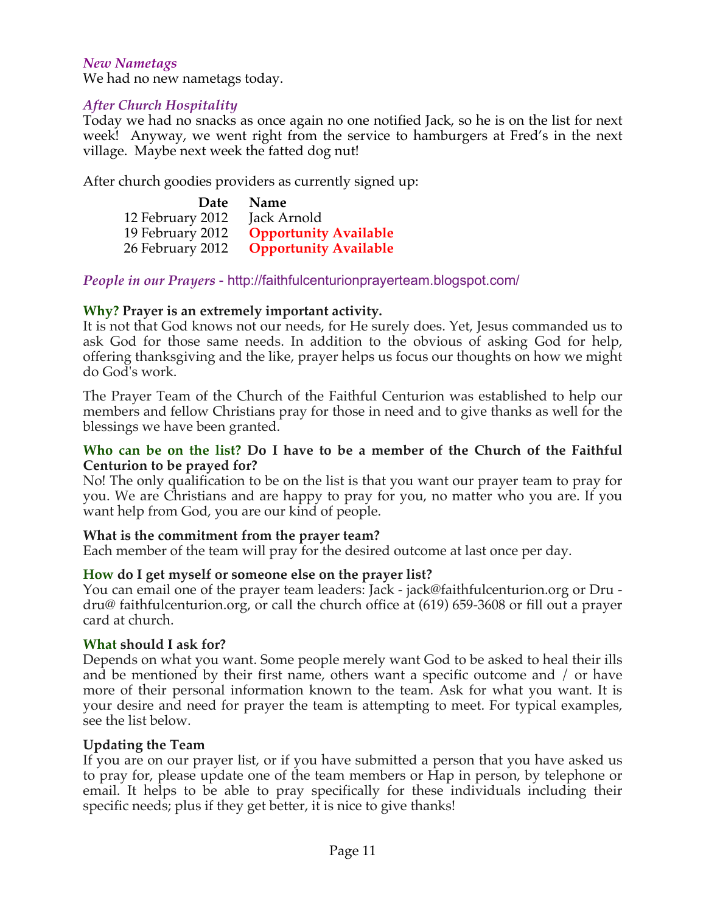*New Nametags*

We had no new nametags today.

*After Church Hospitality*

Today we had no snacks as once again no one notified Jack, so he is on the list for next week! Anyway, we went right from the service to hamburgers at Fred's in the next village. Maybe next week the fatted dog nut!

After church goodies providers as currently signed up:

| Date | Name |
|---|---|
| 12 February 2012 | Jack Arnold |
| 19 February 2012 | **Opportunity Available** |
| 26 February 2012 | **Opportunity Available** |

*People in our Prayers* - http://faithfulcenturionprayerteam.blogspot.com/

**Why? Prayer is an extremely important activity.**

It is not that God knows not our needs, for He surely does. Yet, Jesus commanded us to ask God for those same needs. In addition to the obvious of asking God for help, offering thanksgiving and the like, prayer helps us focus our thoughts on how we might do God's work.

The Prayer Team of the Church of the Faithful Centurion was established to help our members and fellow Christians pray for those in need and to give thanks as well for the blessings we have been granted.

**Who can be on the list? Do I have to be a member of the Church of the Faithful Centurion to be prayed for?**

No! The only qualification to be on the list is that you want our prayer team to pray for you. We are Christians and are happy to pray for you, no matter who you are. If you want help from God, you are our kind of people.

**What is the commitment from the prayer team?**

Each member of the team will pray for the desired outcome at last once per day.

**How do I get myself or someone else on the prayer list?**

You can email one of the prayer team leaders: Jack - jack@faithfulcenturion.org or Dru - dru@ faithfulcenturion.org, or call the church office at (619) 659-3608 or fill out a prayer card at church.

**What should I ask for?**

Depends on what you want. Some people merely want God to be asked to heal their ills and be mentioned by their first name, others want a specific outcome and / or have more of their personal information known to the team. Ask for what you want. It is your desire and need for prayer the team is attempting to meet. For typical examples, see the list below.

**Updating the Team**

If you are on our prayer list, or if you have submitted a person that you have asked us to pray for, please update one of the team members or Hap in person, by telephone or email. It helps to be able to pray specifically for these individuals including their specific needs; plus if they get better, it is nice to give thanks!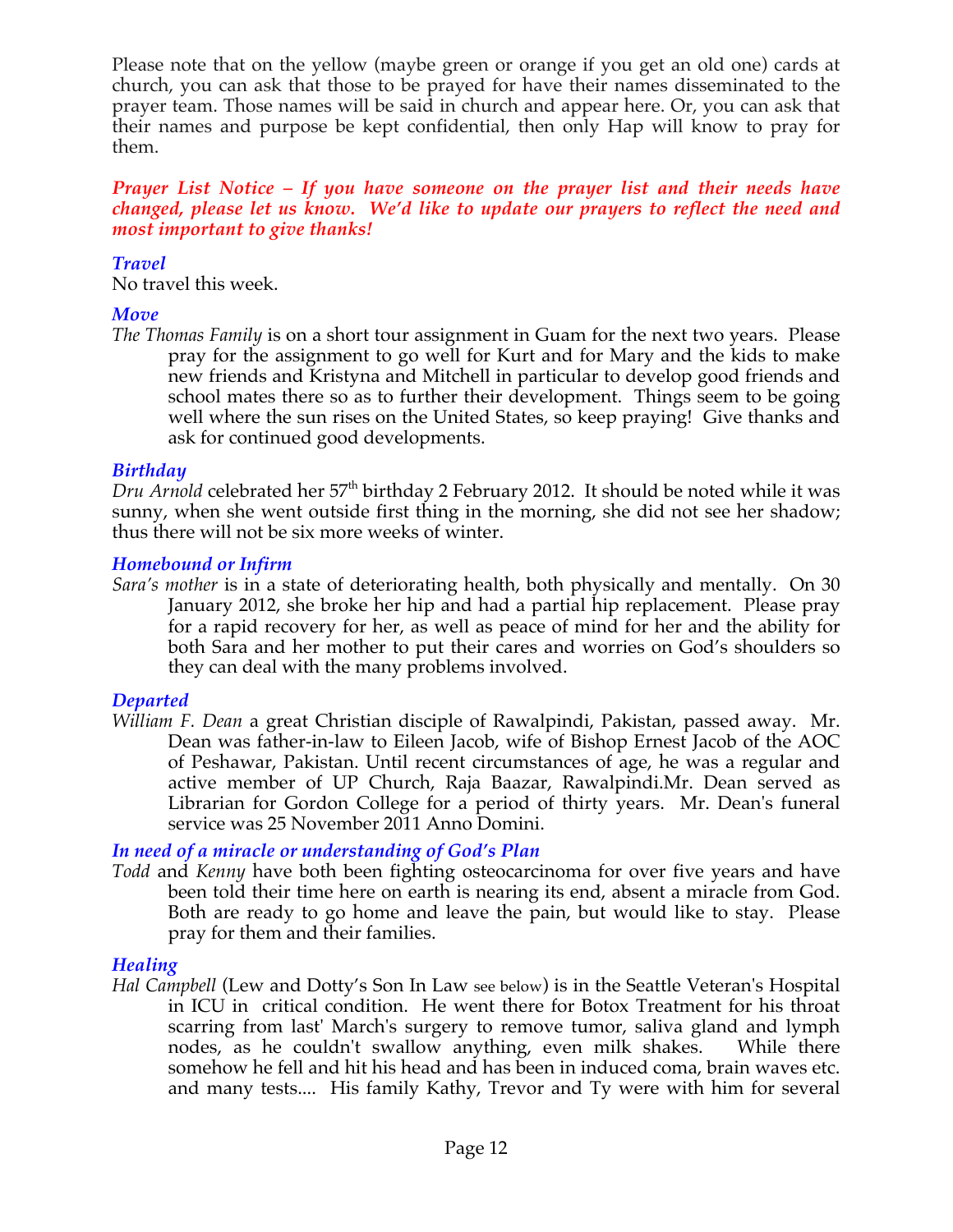Please note that on the yellow (maybe green or orange if you get an old one) cards at church, you can ask that those to be prayed for have their names disseminated to the prayer team. Those names will be said in church and appear here. Or, you can ask that their names and purpose be kept confidential, then only Hap will know to pray for them.

***Prayer List Notice – If you have someone on the prayer list and their needs have changed, please let us know. We'd like to update our prayers to reflect the need and most important to give thanks!***

### *Travel*

No travel this week.

### *Move*

*The Thomas Family* is on a short tour assignment in Guam for the next two years. Please pray for the assignment to go well for Kurt and for Mary and the kids to make new friends and Kristyna and Mitchell in particular to develop good friends and school mates there so as to further their development. Things seem to be going well where the sun rises on the United States, so keep praying! Give thanks and ask for continued good developments.

### *Birthday*

*Dru Arnold* celebrated her 57th birthday 2 February 2012. It should be noted while it was sunny, when she went outside first thing in the morning, she did not see her shadow; thus there will not be six more weeks of winter.

### *Homebound or Infirm*

*Sara's mother* is in a state of deteriorating health, both physically and mentally. On 30 January 2012, she broke her hip and had a partial hip replacement. Please pray for a rapid recovery for her, as well as peace of mind for her and the ability for both Sara and her mother to put their cares and worries on God's shoulders so they can deal with the many problems involved.

### *Departed*

*William F. Dean* a great Christian disciple of Rawalpindi, Pakistan, passed away. Mr. Dean was father-in-law to Eileen Jacob, wife of Bishop Ernest Jacob of the AOC of Peshawar, Pakistan. Until recent circumstances of age, he was a regular and active member of UP Church, Raja Baazar, Rawalpindi.Mr. Dean served as Librarian for Gordon College for a period of thirty years. Mr. Dean's funeral service was 25 November 2011 Anno Domini.

### *In need of a miracle or understanding of God's Plan*

*Todd* and *Kenny* have both been fighting osteocarcinoma for over five years and have been told their time here on earth is nearing its end, absent a miracle from God. Both are ready to go home and leave the pain, but would like to stay. Please pray for them and their families.

### *Healing*

*Hal Campbell* (Lew and Dotty's Son In Law see below) is in the Seattle Veteran's Hospital in ICU in critical condition. He went there for Botox Treatment for his throat scarring from last' March's surgery to remove tumor, saliva gland and lymph nodes, as he couldn't swallow anything, even milk shakes. While there somehow he fell and hit his head and has been in induced coma, brain waves etc. and many tests.... His family Kathy, Trevor and Ty were with him for several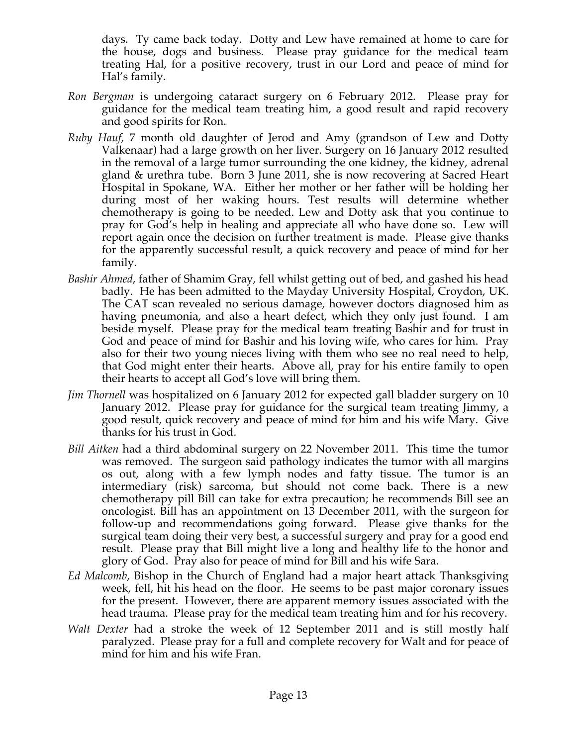days. Ty came back today. Dotty and Lew have remained at home to care for the house, dogs and business. Please pray guidance for the medical team treating Hal, for a positive recovery, trust in our Lord and peace of mind for Hal's family.

*Ron Bergman* is undergoing cataract surgery on 6 February 2012. Please pray for guidance for the medical team treating him, a good result and rapid recovery and good spirits for Ron.

*Ruby Hauf*, 7 month old daughter of Jerod and Amy (grandson of Lew and Dotty Valkenaar) had a large growth on her liver. Surgery on 16 January 2012 resulted in the removal of a large tumor surrounding the one kidney, the kidney, adrenal gland & urethra tube. Born 3 June 2011, she is now recovering at Sacred Heart Hospital in Spokane, WA. Either her mother or her father will be holding her during most of her waking hours. Test results will determine whether chemotherapy is going to be needed. Lew and Dotty ask that you continue to pray for God's help in healing and appreciate all who have done so. Lew will report again once the decision on further treatment is made. Please give thanks for the apparently successful result, a quick recovery and peace of mind for her family.

*Bashir Ahmed*, father of Shamim Gray, fell whilst getting out of bed, and gashed his head badly. He has been admitted to the Mayday University Hospital, Croydon, UK. The CAT scan revealed no serious damage, however doctors diagnosed him as having pneumonia, and also a heart defect, which they only just found. I am beside myself. Please pray for the medical team treating Bashir and for trust in God and peace of mind for Bashir and his loving wife, who cares for him. Pray also for their two young nieces living with them who see no real need to help, that God might enter their hearts. Above all, pray for his entire family to open their hearts to accept all God's love will bring them.

*Jim Thornell* was hospitalized on 6 January 2012 for expected gall bladder surgery on 10 January 2012. Please pray for guidance for the surgical team treating Jimmy, a good result, quick recovery and peace of mind for him and his wife Mary. Give thanks for his trust in God.

*Bill Aitken* had a third abdominal surgery on 22 November 2011. This time the tumor was removed. The surgeon said pathology indicates the tumor with all margins os out, along with a few lymph nodes and fatty tissue. The tumor is an intermediary (risk) sarcoma, but should not come back. There is a new chemotherapy pill Bill can take for extra precaution; he recommends Bill see an oncologist. Bill has an appointment on 13 December 2011, with the surgeon for follow-up and recommendations going forward. Please give thanks for the surgical team doing their very best, a successful surgery and pray for a good end result. Please pray that Bill might live a long and healthy life to the honor and glory of God. Pray also for peace of mind for Bill and his wife Sara.

*Ed Malcomb*, Bishop in the Church of England had a major heart attack Thanksgiving week, fell, hit his head on the floor. He seems to be past major coronary issues for the present. However, there are apparent memory issues associated with the head trauma. Please pray for the medical team treating him and for his recovery.

*Walt Dexter* had a stroke the week of 12 September 2011 and is still mostly half paralyzed. Please pray for a full and complete recovery for Walt and for peace of mind for him and his wife Fran.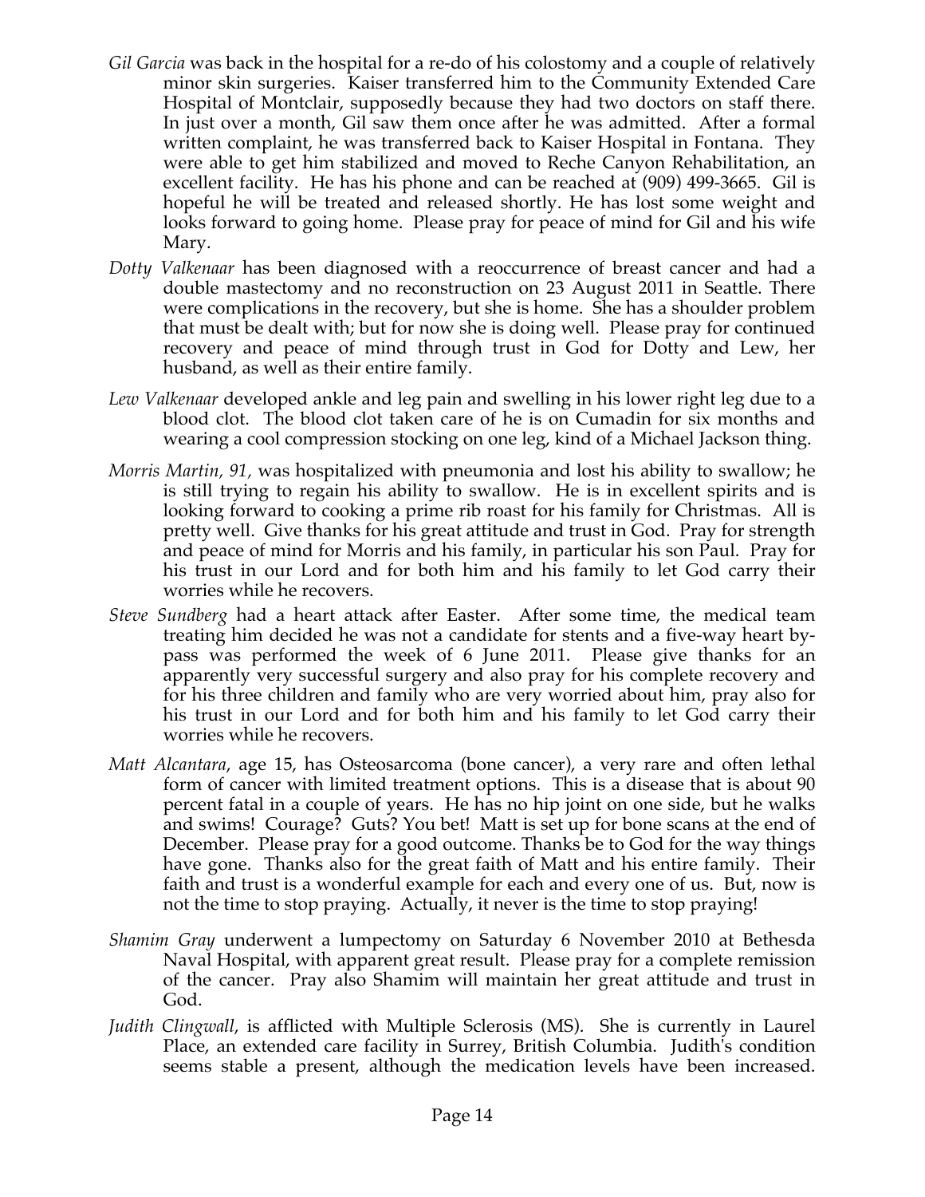*Gil Garcia* was back in the hospital for a re-do of his colostomy and a couple of relatively minor skin surgeries. Kaiser transferred him to the Community Extended Care Hospital of Montclair, supposedly because they had two doctors on staff there. In just over a month, Gil saw them once after he was admitted. After a formal written complaint, he was transferred back to Kaiser Hospital in Fontana. They were able to get him stabilized and moved to Reche Canyon Rehabilitation, an excellent facility. He has his phone and can be reached at (909) 499-3665. Gil is hopeful he will be treated and released shortly. He has lost some weight and looks forward to going home. Please pray for peace of mind for Gil and his wife Mary.

*Dotty Valkenaar* has been diagnosed with a reoccurrence of breast cancer and had a double mastectomy and no reconstruction on 23 August 2011 in Seattle. There were complications in the recovery, but she is home. She has a shoulder problem that must be dealt with; but for now she is doing well. Please pray for continued recovery and peace of mind through trust in God for Dotty and Lew, her husband, as well as their entire family.

*Lew Valkenaar* developed ankle and leg pain and swelling in his lower right leg due to a blood clot. The blood clot taken care of he is on Cumadin for six months and wearing a cool compression stocking on one leg, kind of a Michael Jackson thing.

*Morris Martin, 91,* was hospitalized with pneumonia and lost his ability to swallow; he is still trying to regain his ability to swallow. He is in excellent spirits and is looking forward to cooking a prime rib roast for his family for Christmas. All is pretty well. Give thanks for his great attitude and trust in God. Pray for strength and peace of mind for Morris and his family, in particular his son Paul. Pray for his trust in our Lord and for both him and his family to let God carry their worries while he recovers.

*Steve Sundberg* had a heart attack after Easter. After some time, the medical team treating him decided he was not a candidate for stents and a five-way heart by-pass was performed the week of 6 June 2011. Please give thanks for an apparently very successful surgery and also pray for his complete recovery and for his three children and family who are very worried about him, pray also for his trust in our Lord and for both him and his family to let God carry their worries while he recovers.

*Matt Alcantara*, age 15, has Osteosarcoma (bone cancer), a very rare and often lethal form of cancer with limited treatment options. This is a disease that is about 90 percent fatal in a couple of years. He has no hip joint on one side, but he walks and swims! Courage? Guts? You bet! Matt is set up for bone scans at the end of December. Please pray for a good outcome. Thanks be to God for the way things have gone. Thanks also for the great faith of Matt and his entire family. Their faith and trust is a wonderful example for each and every one of us. But, now is not the time to stop praying. Actually, it never is the time to stop praying!

*Shamim Gray* underwent a lumpectomy on Saturday 6 November 2010 at Bethesda Naval Hospital, with apparent great result. Please pray for a complete remission of the cancer. Pray also Shamim will maintain her great attitude and trust in God.

*Judith Clingwall*, is afflicted with Multiple Sclerosis (MS). She is currently in Laurel Place, an extended care facility in Surrey, British Columbia. Judith's condition seems stable a present, although the medication levels have been increased.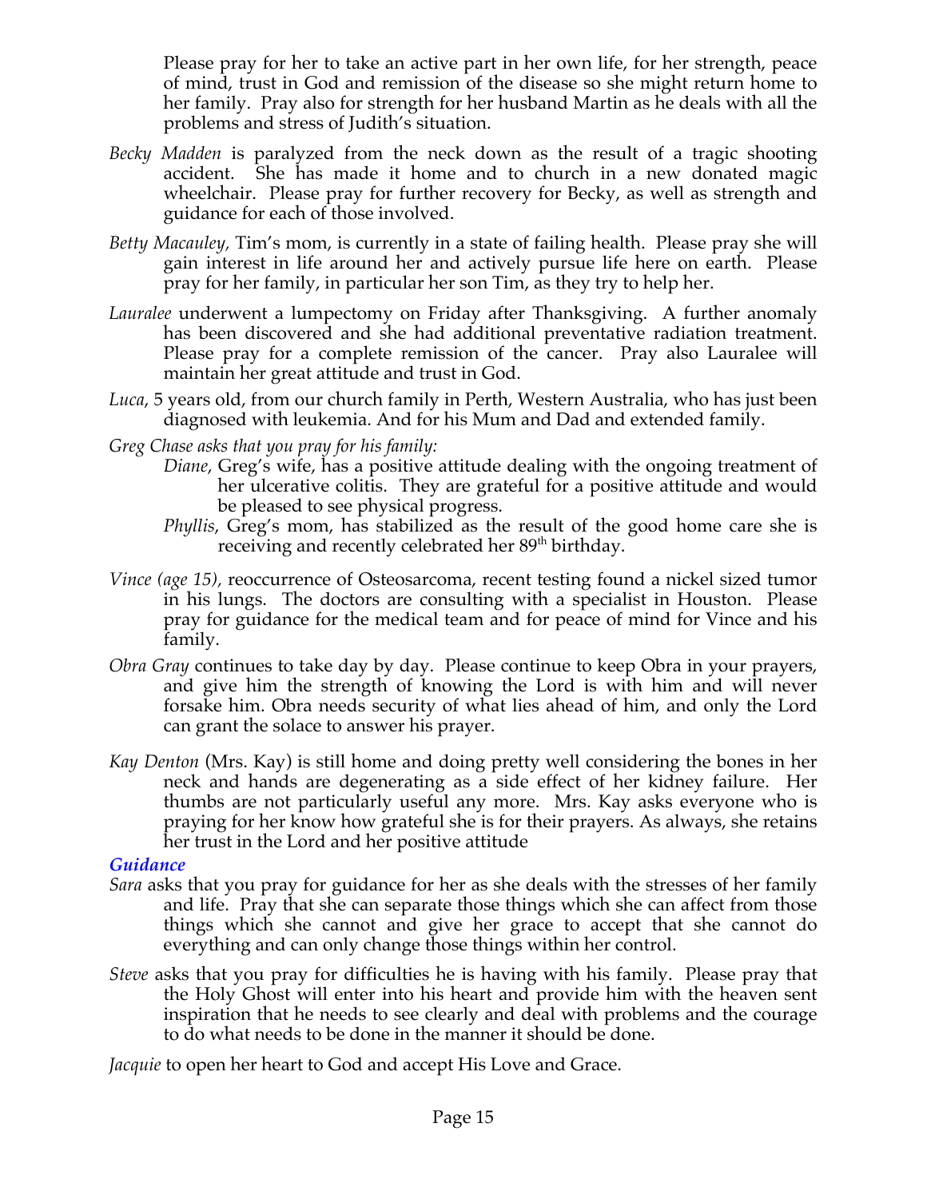Please pray for her to take an active part in her own life, for her strength, peace of mind, trust in God and remission of the disease so she might return home to her family. Pray also for strength for her husband Martin as he deals with all the problems and stress of Judith's situation.

*Becky Madden* is paralyzed from the neck down as the result of a tragic shooting accident. She has made it home and to church in a new donated magic wheelchair. Please pray for further recovery for Becky, as well as strength and guidance for each of those involved.

*Betty Macauley*, Tim's mom, is currently in a state of failing health. Please pray she will gain interest in life around her and actively pursue life here on earth. Please pray for her family, in particular her son Tim, as they try to help her.

*Lauralee* underwent a lumpectomy on Friday after Thanksgiving. A further anomaly has been discovered and she had additional preventative radiation treatment. Please pray for a complete remission of the cancer. Pray also Lauralee will maintain her great attitude and trust in God.

*Luca*, 5 years old, from our church family in Perth, Western Australia, who has just been diagnosed with leukemia. And for his Mum and Dad and extended family.

*Greg Chase asks that you pray for his family:*

*Diane*, Greg's wife, has a positive attitude dealing with the ongoing treatment of her ulcerative colitis. They are grateful for a positive attitude and would be pleased to see physical progress.

*Phyllis*, Greg's mom, has stabilized as the result of the good home care she is receiving and recently celebrated her 89th birthday.

*Vince (age 15)*, reoccurrence of Osteosarcoma, recent testing found a nickel sized tumor in his lungs. The doctors are consulting with a specialist in Houston. Please pray for guidance for the medical team and for peace of mind for Vince and his family.

*Obra Gray* continues to take day by day. Please continue to keep Obra in your prayers, and give him the strength of knowing the Lord is with him and will never forsake him. Obra needs security of what lies ahead of him, and only the Lord can grant the solace to answer his prayer.

*Kay Denton* (Mrs. Kay) is still home and doing pretty well considering the bones in her neck and hands are degenerating as a side effect of her kidney failure. Her thumbs are not particularly useful any more. Mrs. Kay asks everyone who is praying for her know how grateful she is for their prayers. As always, she retains her trust in the Lord and her positive attitude

### *Guidance*

*Sara* asks that you pray for guidance for her as she deals with the stresses of her family and life. Pray that she can separate those things which she can affect from those things which she cannot and give her grace to accept that she cannot do everything and can only change those things within her control.

*Steve* asks that you pray for difficulties he is having with his family. Please pray that the Holy Ghost will enter into his heart and provide him with the heaven sent inspiration that he needs to see clearly and deal with problems and the courage to do what needs to be done in the manner it should be done.

*Jacquie* to open her heart to God and accept His Love and Grace.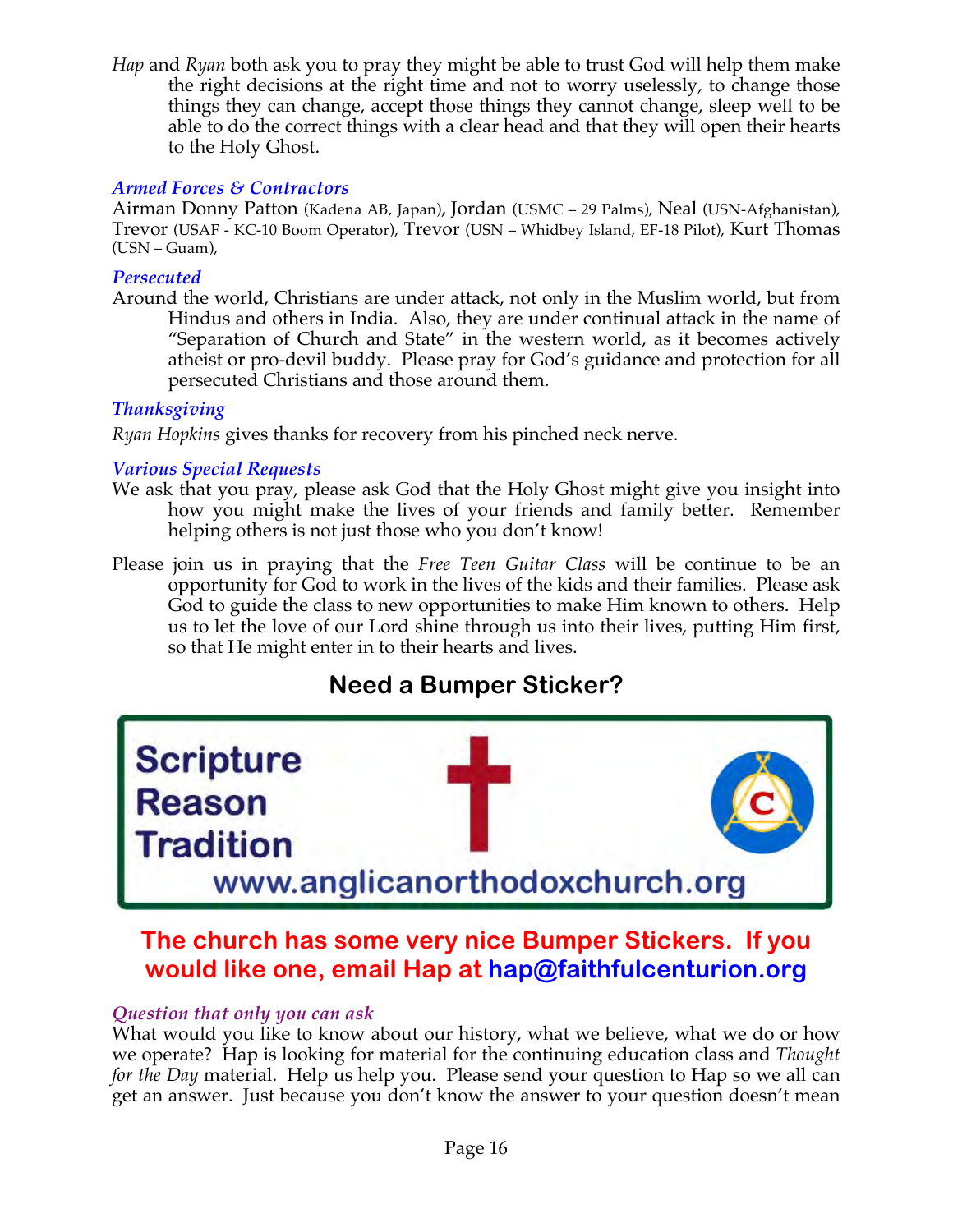*Hap* and *Ryan* both ask you to pray they might be able to trust God will help them make the right decisions at the right time and not to worry uselessly, to change those things they can change, accept those things they cannot change, sleep well to be able to do the correct things with a clear head and that they will open their hearts to the Holy Ghost.

### *Armed Forces & Contractors*

Airman Donny Patton (Kadena AB, Japan), Jordan (USMC – 29 Palms), Neal (USN-Afghanistan), Trevor (USAF - KC-10 Boom Operator), Trevor (USN – Whidbey Island, EF-18 Pilot), Kurt Thomas (USN – Guam),

### *Persecuted*

Around the world, Christians are under attack, not only in the Muslim world, but from Hindus and others in India. Also, they are under continual attack in the name of "Separation of Church and State" in the western world, as it becomes actively atheist or pro-devil buddy. Please pray for God's guidance and protection for all persecuted Christians and those around them.

### *Thanksgiving*

*Ryan Hopkins* gives thanks for recovery from his pinched neck nerve.

### *Various Special Requests*

We ask that you pray, please ask God that the Holy Ghost might give you insight into how you might make the lives of your friends and family better. Remember helping others is not just those who you don't know!

Please join us in praying that the *Free Teen Guitar Class* will be continue to be an opportunity for God to work in the lives of the kids and their families. Please ask God to guide the class to new opportunities to make Him known to others. Help us to let the love of our Lord shine through us into their lives, putting Him first, so that He might enter in to their hearts and lives.

## Need a Bumper Sticker?

Scripture
Reason
Tradition
www.anglicanorthodoxchurch.org

**The church has some very nice Bumper Stickers. If you would like one, email Hap at hap@faithfulcenturion.org**

### *Question that only you can ask*

What would you like to know about our history, what we believe, what we do or how we operate? Hap is looking for material for the continuing education class and *Thought for the Day* material. Help us help you. Please send your question to Hap so we all can get an answer. Just because you don't know the answer to your question doesn't mean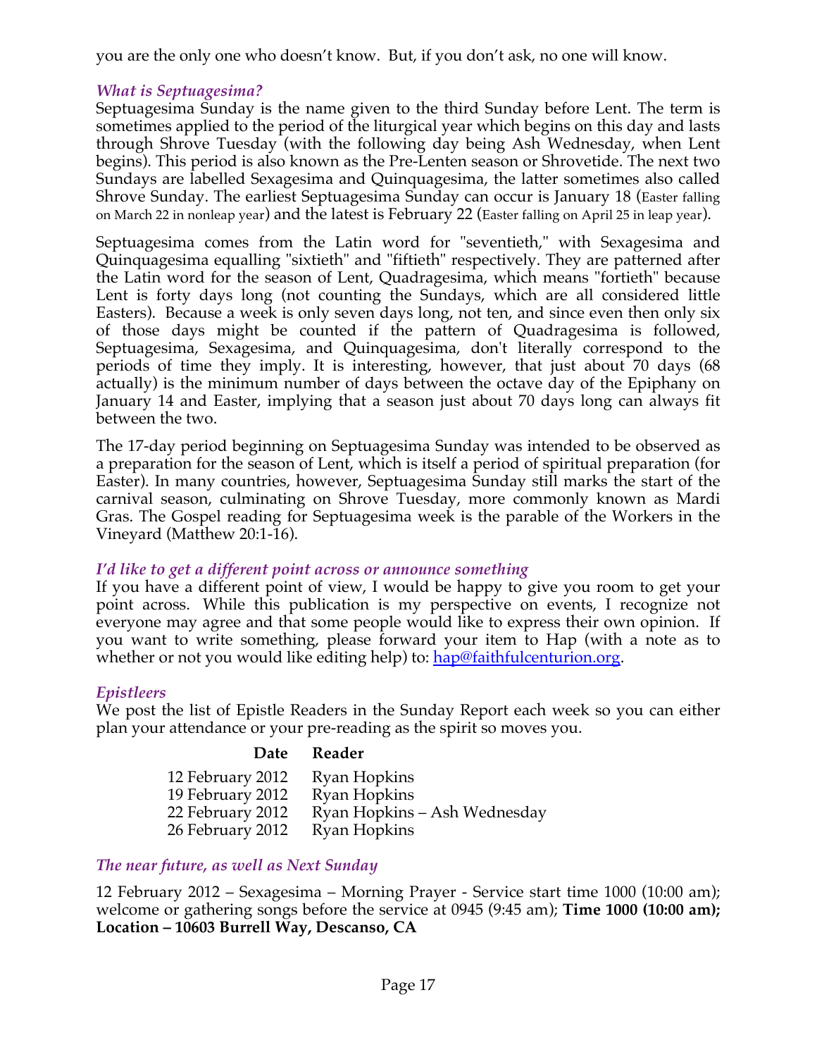you are the only one who doesn't know. But, if you don't ask, no one will know.

### *What is Septuagesima?*

Septuagesima Sunday is the name given to the third Sunday before Lent. The term is sometimes applied to the period of the liturgical year which begins on this day and lasts through Shrove Tuesday (with the following day being Ash Wednesday, when Lent begins). This period is also known as the Pre-Lenten season or Shrovetide. The next two Sundays are labelled Sexagesima and Quinquagesima, the latter sometimes also called Shrove Sunday. The earliest Septuagesima Sunday can occur is January 18 (Easter falling on March 22 in nonleap year) and the latest is February 22 (Easter falling on April 25 in leap year).

Septuagesima comes from the Latin word for "seventieth," with Sexagesima and Quinquagesima equalling "sixtieth" and "fiftieth" respectively. They are patterned after the Latin word for the season of Lent, Quadragesima, which means "fortieth" because Lent is forty days long (not counting the Sundays, which are all considered little Easters). Because a week is only seven days long, not ten, and since even then only six of those days might be counted if the pattern of Quadragesima is followed, Septuagesima, Sexagesima, and Quinquagesima, don't literally correspond to the periods of time they imply. It is interesting, however, that just about 70 days (68 actually) is the minimum number of days between the octave day of the Epiphany on January 14 and Easter, implying that a season just about 70 days long can always fit between the two.

The 17-day period beginning on Septuagesima Sunday was intended to be observed as a preparation for the season of Lent, which is itself a period of spiritual preparation (for Easter). In many countries, however, Septuagesima Sunday still marks the start of the carnival season, culminating on Shrove Tuesday, more commonly known as Mardi Gras. The Gospel reading for Septuagesima week is the parable of the Workers in the Vineyard (Matthew 20:1-16).

### *I'd like to get a different point across or announce something*

If you have a different point of view, I would be happy to give you room to get your point across. While this publication is my perspective on events, I recognize not everyone may agree and that some people would like to express their own opinion. If you want to write something, please forward your item to Hap (with a note as to whether or not you would like editing help) to: hap@faithfulcenturion.org.

### *Epistleers*

We post the list of Epistle Readers in the Sunday Report each week so you can either plan your attendance or your pre-reading as the spirit so moves you.

| Date | Reader |
|---|---|
| 12 February 2012 | Ryan Hopkins |
| 19 February 2012 | Ryan Hopkins |
| 22 February 2012 | Ryan Hopkins – Ash Wednesday |
| 26 February 2012 | Ryan Hopkins |

### *The near future, as well as Next Sunday*

12 February 2012 – Sexagesima – Morning Prayer - Service start time 1000 (10:00 am); welcome or gathering songs before the service at 0945 (9:45 am); **Time 1000 (10:00 am); Location – 10603 Burrell Way, Descanso, CA**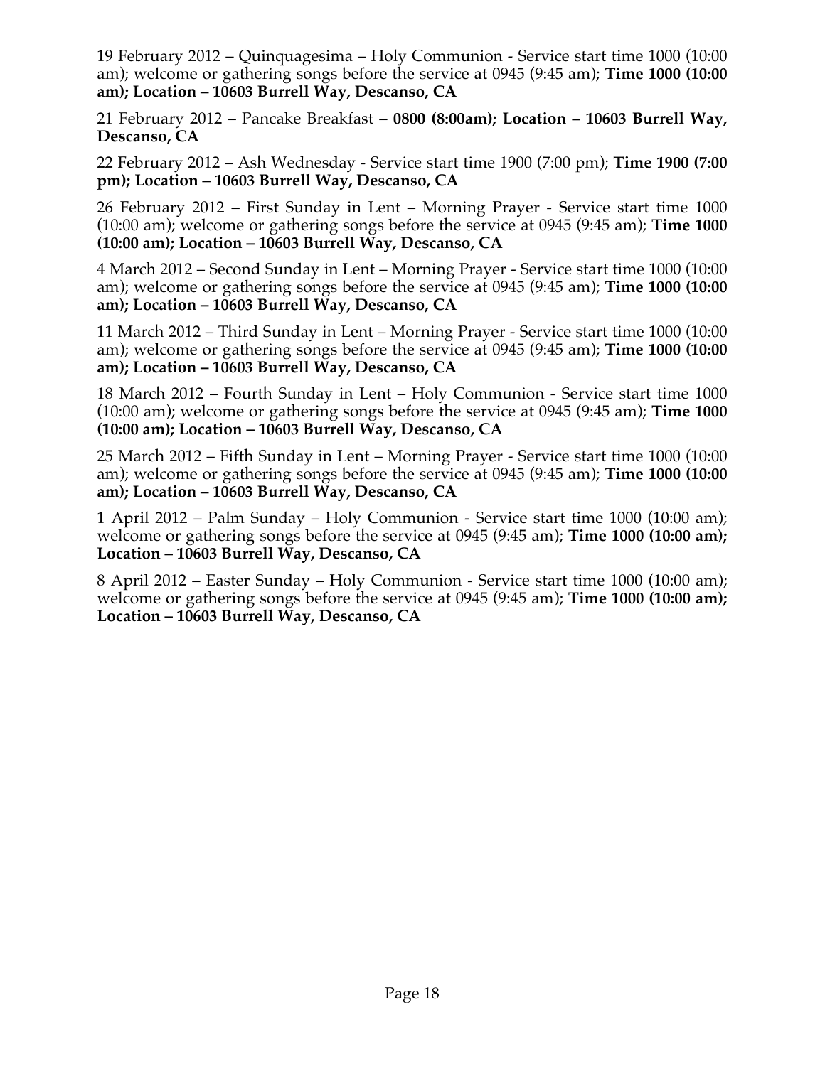19 February 2012 – Quinquagesima – Holy Communion - Service start time 1000 (10:00 am); welcome or gathering songs before the service at 0945 (9:45 am); **Time 1000 (10:00 am); Location – 10603 Burrell Way, Descanso, CA**

21 February 2012 – Pancake Breakfast – **0800 (8:00am); Location – 10603 Burrell Way, Descanso, CA**

22 February 2012 – Ash Wednesday - Service start time 1900 (7:00 pm); **Time 1900 (7:00 pm); Location – 10603 Burrell Way, Descanso, CA**

26 February 2012 – First Sunday in Lent – Morning Prayer - Service start time 1000 (10:00 am); welcome or gathering songs before the service at 0945 (9:45 am); **Time 1000 (10:00 am); Location – 10603 Burrell Way, Descanso, CA**

4 March 2012 – Second Sunday in Lent – Morning Prayer - Service start time 1000 (10:00 am); welcome or gathering songs before the service at 0945 (9:45 am); **Time 1000 (10:00 am); Location – 10603 Burrell Way, Descanso, CA**

11 March 2012 – Third Sunday in Lent – Morning Prayer - Service start time 1000 (10:00 am); welcome or gathering songs before the service at 0945 (9:45 am); **Time 1000 (10:00 am); Location – 10603 Burrell Way, Descanso, CA**

18 March 2012 – Fourth Sunday in Lent – Holy Communion - Service start time 1000 (10:00 am); welcome or gathering songs before the service at 0945 (9:45 am); **Time 1000 (10:00 am); Location – 10603 Burrell Way, Descanso, CA**

25 March 2012 – Fifth Sunday in Lent – Morning Prayer - Service start time 1000 (10:00 am); welcome or gathering songs before the service at 0945 (9:45 am); **Time 1000 (10:00 am); Location – 10603 Burrell Way, Descanso, CA**

1 April 2012 – Palm Sunday – Holy Communion - Service start time 1000 (10:00 am); welcome or gathering songs before the service at 0945 (9:45 am); **Time 1000 (10:00 am); Location – 10603 Burrell Way, Descanso, CA**

8 April 2012 – Easter Sunday – Holy Communion - Service start time 1000 (10:00 am); welcome or gathering songs before the service at 0945 (9:45 am); **Time 1000 (10:00 am); Location – 10603 Burrell Way, Descanso, CA**